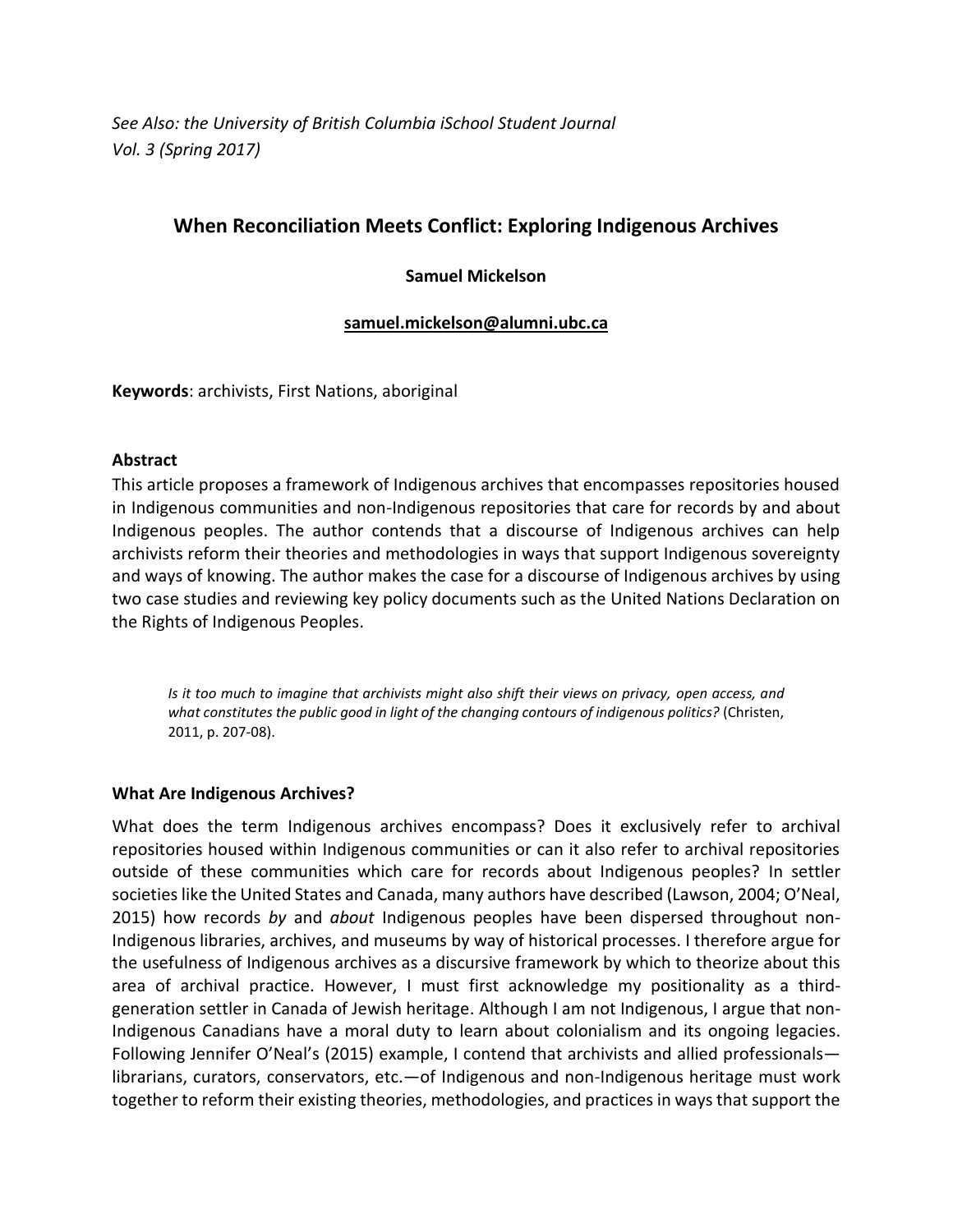*See Also: the University of British Columbia iSchool Student Journal*
*Vol. 3 (Spring 2017)*

# When Reconciliation Meets Conflict: Exploring Indigenous Archives

**Samuel Mickelson**

**samuel.mickelson@alumni.ubc.ca**

**Keywords**: archivists, First Nations, aboriginal

## Abstract

This article proposes a framework of Indigenous archives that encompasses repositories housed in Indigenous communities and non-Indigenous repositories that care for records by and about Indigenous peoples. The author contends that a discourse of Indigenous archives can help archivists reform their theories and methodologies in ways that support Indigenous sovereignty and ways of knowing. The author makes the case for a discourse of Indigenous archives by using two case studies and reviewing key policy documents such as the United Nations Declaration on the Rights of Indigenous Peoples.

> *Is it too much to imagine that archivists might also shift their views on privacy, open access, and what constitutes the public good in light of the changing contours of indigenous politics?* (Christen, 2011, p. 207-08).

## What Are Indigenous Archives?

What does the term Indigenous archives encompass? Does it exclusively refer to archival repositories housed within Indigenous communities or can it also refer to archival repositories outside of these communities which care for records about Indigenous peoples? In settler societies like the United States and Canada, many authors have described (Lawson, 2004; O'Neal, 2015) how records *by* and *about* Indigenous peoples have been dispersed throughout non-Indigenous libraries, archives, and museums by way of historical processes. I therefore argue for the usefulness of Indigenous archives as a discursive framework by which to theorize about this area of archival practice. However, I must first acknowledge my positionality as a third-generation settler in Canada of Jewish heritage. Although I am not Indigenous, I argue that non-Indigenous Canadians have a moral duty to learn about colonialism and its ongoing legacies. Following Jennifer O'Neal's (2015) example, I contend that archivists and allied professionals—librarians, curators, conservators, etc.—of Indigenous and non-Indigenous heritage must work together to reform their existing theories, methodologies, and practices in ways that support the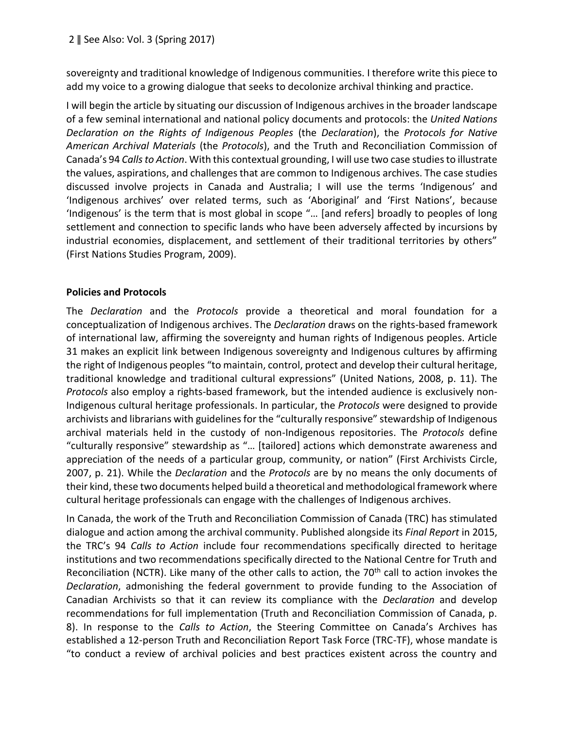sovereignty and traditional knowledge of Indigenous communities. I therefore write this piece to add my voice to a growing dialogue that seeks to decolonize archival thinking and practice.

I will begin the article by situating our discussion of Indigenous archives in the broader landscape of a few seminal international and national policy documents and protocols: the *United Nations Declaration on the Rights of Indigenous Peoples* (the *Declaration*), the *Protocols for Native American Archival Materials* (the *Protocols*), and the Truth and Reconciliation Commission of Canada's 94 *Calls to Action*. With this contextual grounding, I will use two case studies to illustrate the values, aspirations, and challenges that are common to Indigenous archives. The case studies discussed involve projects in Canada and Australia; I will use the terms 'Indigenous' and 'Indigenous archives' over related terms, such as 'Aboriginal' and 'First Nations', because 'Indigenous' is the term that is most global in scope "… [and refers] broadly to peoples of long settlement and connection to specific lands who have been adversely affected by incursions by industrial economies, displacement, and settlement of their traditional territories by others" (First Nations Studies Program, 2009).

## Policies and Protocols

The *Declaration* and the *Protocols* provide a theoretical and moral foundation for a conceptualization of Indigenous archives. The *Declaration* draws on the rights-based framework of international law, affirming the sovereignty and human rights of Indigenous peoples. Article 31 makes an explicit link between Indigenous sovereignty and Indigenous cultures by affirming the right of Indigenous peoples "to maintain, control, protect and develop their cultural heritage, traditional knowledge and traditional cultural expressions" (United Nations, 2008, p. 11). The *Protocols* also employ a rights-based framework, but the intended audience is exclusively non-Indigenous cultural heritage professionals. In particular, the *Protocols* were designed to provide archivists and librarians with guidelines for the "culturally responsive" stewardship of Indigenous archival materials held in the custody of non-Indigenous repositories. The *Protocols* define "culturally responsive" stewardship as "… [tailored] actions which demonstrate awareness and appreciation of the needs of a particular group, community, or nation" (First Archivists Circle, 2007, p. 21). While the *Declaration* and the *Protocols* are by no means the only documents of their kind, these two documents helped build a theoretical and methodological framework where cultural heritage professionals can engage with the challenges of Indigenous archives.

In Canada, the work of the Truth and Reconciliation Commission of Canada (TRC) has stimulated dialogue and action among the archival community. Published alongside its *Final Report* in 2015, the TRC's 94 *Calls to Action* include four recommendations specifically directed to heritage institutions and two recommendations specifically directed to the National Centre for Truth and Reconciliation (NCTR). Like many of the other calls to action, the 70th call to action invokes the *Declaration*, admonishing the federal government to provide funding to the Association of Canadian Archivists so that it can review its compliance with the *Declaration* and develop recommendations for full implementation (Truth and Reconciliation Commission of Canada, p. 8). In response to the *Calls to Action*, the Steering Committee on Canada's Archives has established a 12-person Truth and Reconciliation Report Task Force (TRC-TF), whose mandate is "to conduct a review of archival policies and best practices existent across the country and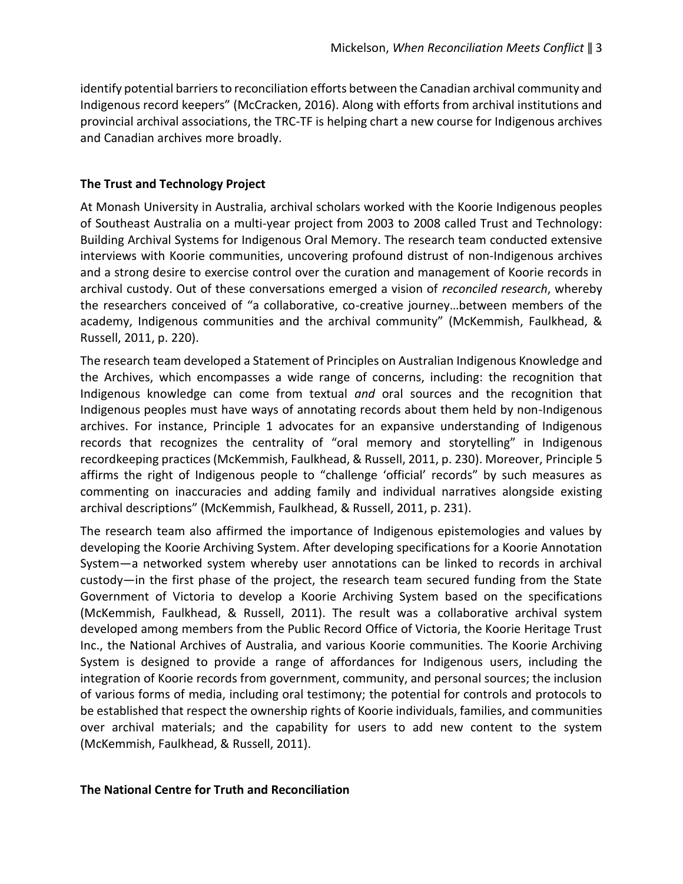identify potential barriers to reconciliation efforts between the Canadian archival community and Indigenous record keepers" (McCracken, 2016). Along with efforts from archival institutions and provincial archival associations, the TRC-TF is helping chart a new course for Indigenous archives and Canadian archives more broadly.

**The Trust and Technology Project**

At Monash University in Australia, archival scholars worked with the Koorie Indigenous peoples of Southeast Australia on a multi-year project from 2003 to 2008 called Trust and Technology: Building Archival Systems for Indigenous Oral Memory. The research team conducted extensive interviews with Koorie communities, uncovering profound distrust of non-Indigenous archives and a strong desire to exercise control over the curation and management of Koorie records in archival custody. Out of these conversations emerged a vision of *reconciled research*, whereby the researchers conceived of "a collaborative, co-creative journey…between members of the academy, Indigenous communities and the archival community" (McKemmish, Faulkhead, & Russell, 2011, p. 220).

The research team developed a Statement of Principles on Australian Indigenous Knowledge and the Archives, which encompasses a wide range of concerns, including: the recognition that Indigenous knowledge can come from textual *and* oral sources and the recognition that Indigenous peoples must have ways of annotating records about them held by non-Indigenous archives. For instance, Principle 1 advocates for an expansive understanding of Indigenous records that recognizes the centrality of "oral memory and storytelling" in Indigenous recordkeeping practices (McKemmish, Faulkhead, & Russell, 2011, p. 230). Moreover, Principle 5 affirms the right of Indigenous people to "challenge 'official' records" by such measures as commenting on inaccuracies and adding family and individual narratives alongside existing archival descriptions" (McKemmish, Faulkhead, & Russell, 2011, p. 231).

The research team also affirmed the importance of Indigenous epistemologies and values by developing the Koorie Archiving System. After developing specifications for a Koorie Annotation System—a networked system whereby user annotations can be linked to records in archival custody—in the first phase of the project, the research team secured funding from the State Government of Victoria to develop a Koorie Archiving System based on the specifications (McKemmish, Faulkhead, & Russell, 2011). The result was a collaborative archival system developed among members from the Public Record Office of Victoria, the Koorie Heritage Trust Inc., the National Archives of Australia, and various Koorie communities. The Koorie Archiving System is designed to provide a range of affordances for Indigenous users, including the integration of Koorie records from government, community, and personal sources; the inclusion of various forms of media, including oral testimony; the potential for controls and protocols to be established that respect the ownership rights of Koorie individuals, families, and communities over archival materials; and the capability for users to add new content to the system (McKemmish, Faulkhead, & Russell, 2011).

**The National Centre for Truth and Reconciliation**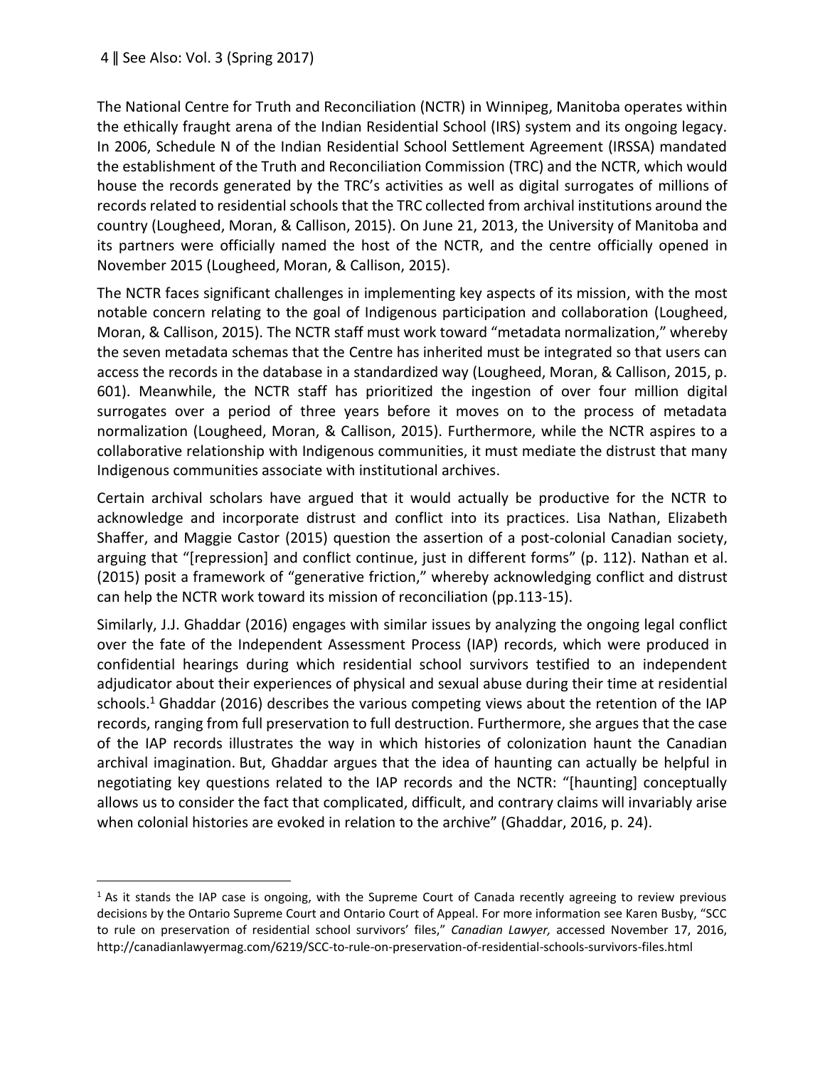The National Centre for Truth and Reconciliation (NCTR) in Winnipeg, Manitoba operates within the ethically fraught arena of the Indian Residential School (IRS) system and its ongoing legacy. In 2006, Schedule N of the Indian Residential School Settlement Agreement (IRSSA) mandated the establishment of the Truth and Reconciliation Commission (TRC) and the NCTR, which would house the records generated by the TRC's activities as well as digital surrogates of millions of records related to residential schools that the TRC collected from archival institutions around the country (Lougheed, Moran, & Callison, 2015). On June 21, 2013, the University of Manitoba and its partners were officially named the host of the NCTR, and the centre officially opened in November 2015 (Lougheed, Moran, & Callison, 2015).

The NCTR faces significant challenges in implementing key aspects of its mission, with the most notable concern relating to the goal of Indigenous participation and collaboration (Lougheed, Moran, & Callison, 2015). The NCTR staff must work toward "metadata normalization," whereby the seven metadata schemas that the Centre has inherited must be integrated so that users can access the records in the database in a standardized way (Lougheed, Moran, & Callison, 2015, p. 601). Meanwhile, the NCTR staff has prioritized the ingestion of over four million digital surrogates over a period of three years before it moves on to the process of metadata normalization (Lougheed, Moran, & Callison, 2015). Furthermore, while the NCTR aspires to a collaborative relationship with Indigenous communities, it must mediate the distrust that many Indigenous communities associate with institutional archives.

Certain archival scholars have argued that it would actually be productive for the NCTR to acknowledge and incorporate distrust and conflict into its practices. Lisa Nathan, Elizabeth Shaffer, and Maggie Castor (2015) question the assertion of a post-colonial Canadian society, arguing that "[repression] and conflict continue, just in different forms" (p. 112). Nathan et al. (2015) posit a framework of "generative friction," whereby acknowledging conflict and distrust can help the NCTR work toward its mission of reconciliation (pp.113-15).

Similarly, J.J. Ghaddar (2016) engages with similar issues by analyzing the ongoing legal conflict over the fate of the Independent Assessment Process (IAP) records, which were produced in confidential hearings during which residential school survivors testified to an independent adjudicator about their experiences of physical and sexual abuse during their time at residential schools.[1] Ghaddar (2016) describes the various competing views about the retention of the IAP records, ranging from full preservation to full destruction. Furthermore, she argues that the case of the IAP records illustrates the way in which histories of colonization haunt the Canadian archival imagination. But, Ghaddar argues that the idea of haunting can actually be helpful in negotiating key questions related to the IAP records and the NCTR: "[haunting] conceptually allows us to consider the fact that complicated, difficult, and contrary claims will invariably arise when colonial histories are evoked in relation to the archive" (Ghaddar, 2016, p. 24).

---

[1] As it stands the IAP case is ongoing, with the Supreme Court of Canada recently agreeing to review previous decisions by the Ontario Supreme Court and Ontario Court of Appeal. For more information see Karen Busby, "SCC to rule on preservation of residential school survivors' files," *Canadian Lawyer,* accessed November 17, 2016, http://canadianlawyermag.com/6219/SCC-to-rule-on-preservation-of-residential-schools-survivors-files.html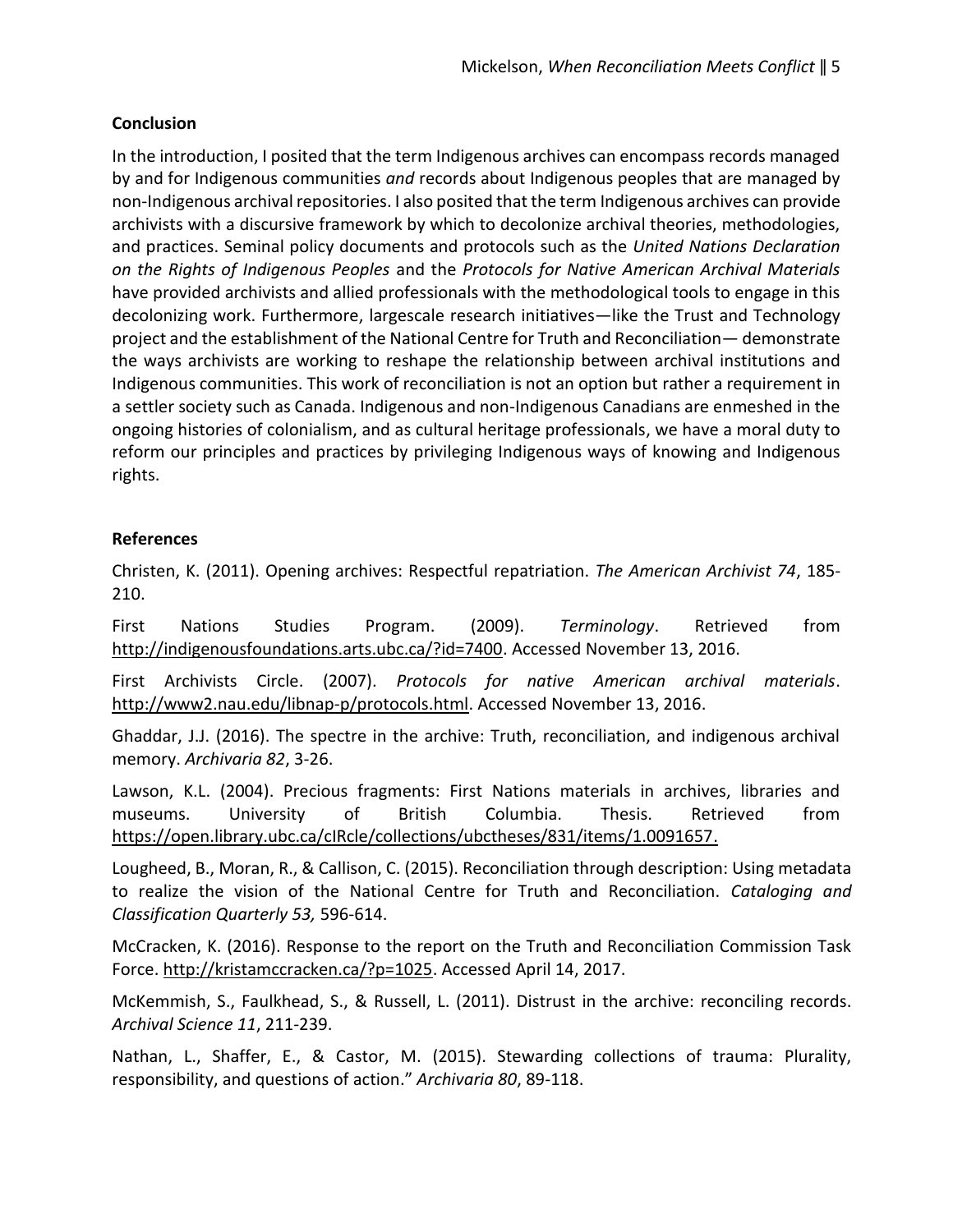## Conclusion

In the introduction, I posited that the term Indigenous archives can encompass records managed by and for Indigenous communities *and* records about Indigenous peoples that are managed by non-Indigenous archival repositories. I also posited that the term Indigenous archives can provide archivists with a discursive framework by which to decolonize archival theories, methodologies, and practices. Seminal policy documents and protocols such as the *United Nations Declaration on the Rights of Indigenous Peoples* and the *Protocols for Native American Archival Materials* have provided archivists and allied professionals with the methodological tools to engage in this decolonizing work. Furthermore, largescale research initiatives—like the Trust and Technology project and the establishment of the National Centre for Truth and Reconciliation— demonstrate the ways archivists are working to reshape the relationship between archival institutions and Indigenous communities. This work of reconciliation is not an option but rather a requirement in a settler society such as Canada. Indigenous and non-Indigenous Canadians are enmeshed in the ongoing histories of colonialism, and as cultural heritage professionals, we have a moral duty to reform our principles and practices by privileging Indigenous ways of knowing and Indigenous rights.

## References

Christen, K. (2011). Opening archives: Respectful repatriation. *The American Archivist 74*, 185-210.

First Nations Studies Program. (2009). *Terminology*. Retrieved from http://indigenousfoundations.arts.ubc.ca/?id=7400. Accessed November 13, 2016.

First Archivists Circle. (2007). *Protocols for native American archival materials*. http://www2.nau.edu/libnap-p/protocols.html. Accessed November 13, 2016.

Ghaddar, J.J. (2016). The spectre in the archive: Truth, reconciliation, and indigenous archival memory. *Archivaria 82*, 3-26.

Lawson, K.L. (2004). Precious fragments: First Nations materials in archives, libraries and museums. University of British Columbia. Thesis. Retrieved from https://open.library.ubc.ca/cIRcle/collections/ubctheses/831/items/1.0091657.

Lougheed, B., Moran, R., & Callison, C. (2015). Reconciliation through description: Using metadata to realize the vision of the National Centre for Truth and Reconciliation. *Cataloging and Classification Quarterly 53,* 596-614.

McCracken, K. (2016). Response to the report on the Truth and Reconciliation Commission Task Force. http://kristamccracken.ca/?p=1025. Accessed April 14, 2017.

McKemmish, S., Faulkhead, S., & Russell, L. (2011). Distrust in the archive: reconciling records. *Archival Science 11*, 211-239.

Nathan, L., Shaffer, E., & Castor, M. (2015). Stewarding collections of trauma: Plurality, responsibility, and questions of action." *Archivaria 80*, 89-118.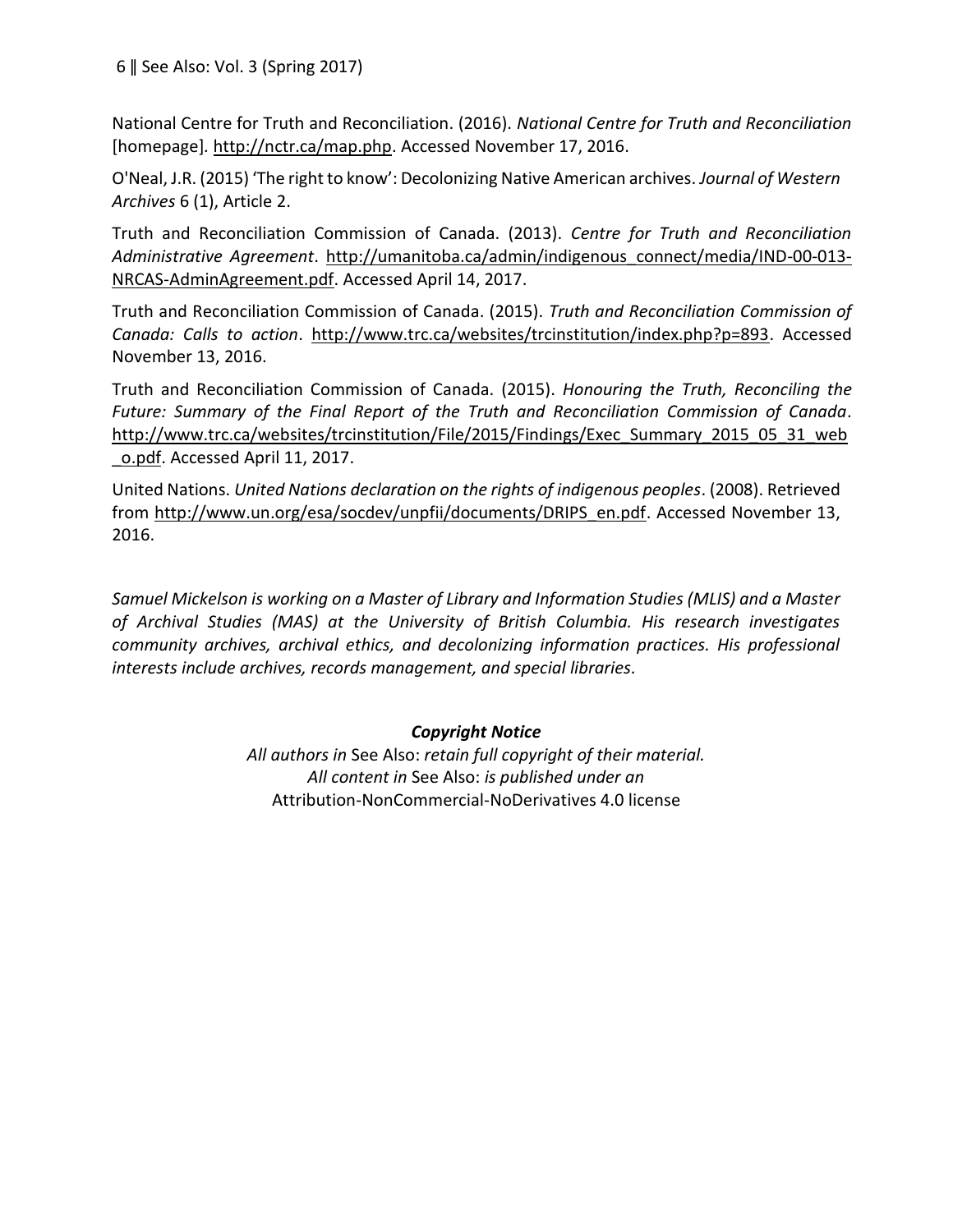National Centre for Truth and Reconciliation. (2016). *National Centre for Truth and Reconciliation* [homepage]. http://nctr.ca/map.php. Accessed November 17, 2016.

O'Neal, J.R. (2015) 'The right to know': Decolonizing Native American archives. *Journal of Western Archives* 6 (1), Article 2.

Truth and Reconciliation Commission of Canada. (2013). *Centre for Truth and Reconciliation Administrative Agreement*. http://umanitoba.ca/admin/indigenous_connect/media/IND-00-013-NRCAS-AdminAgreement.pdf. Accessed April 14, 2017.

Truth and Reconciliation Commission of Canada. (2015). *Truth and Reconciliation Commission of Canada: Calls to action*. http://www.trc.ca/websites/trcinstitution/index.php?p=893. Accessed November 13, 2016.

Truth and Reconciliation Commission of Canada. (2015). *Honouring the Truth, Reconciling the Future: Summary of the Final Report of the Truth and Reconciliation Commission of Canada*. http://www.trc.ca/websites/trcinstitution/File/2015/Findings/Exec_Summary_2015_05_31_web_o.pdf. Accessed April 11, 2017.

United Nations. *United Nations declaration on the rights of indigenous peoples*. (2008). Retrieved from http://www.un.org/esa/socdev/unpfii/documents/DRIPS_en.pdf. Accessed November 13, 2016.

*Samuel Mickelson is working on a Master of Library and Information Studies (MLIS) and a Master of Archival Studies (MAS) at the University of British Columbia. His research investigates community archives, archival ethics, and decolonizing information practices. His professional interests include archives, records management, and special libraries.*

***Copyright Notice***

*All authors in* See Also: *retain full copyright of their material.*
*All content in* See Also: *is published under an*
Attribution-NonCommercial-NoDerivatives 4.0 license